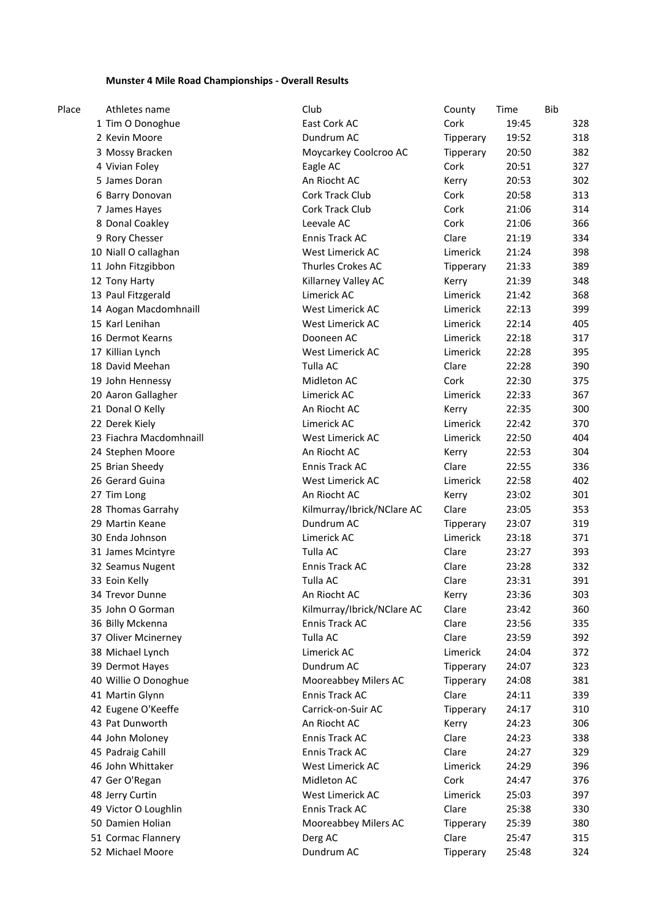**Munster 4 Mile Road Championships - Overall Results**

| Place | Athletes name | Club | County | Time | Bib |
|---|---|---|---|---|---|
| 1 | Tim O Donoghue | East Cork AC | Cork | 19:45 | 328 |
| 2 | Kevin Moore | Dundrum AC | Tipperary | 19:52 | 318 |
| 3 | Mossy Bracken | Moycarkey Coolcroo AC | Tipperary | 20:50 | 382 |
| 4 | Vivian Foley | Eagle AC | Cork | 20:51 | 327 |
| 5 | James Doran | An Riocht AC | Kerry | 20:53 | 302 |
| 6 | Barry Donovan | Cork Track Club | Cork | 20:58 | 313 |
| 7 | James Hayes | Cork Track Club | Cork | 21:06 | 314 |
| 8 | Donal Coakley | Leevale AC | Cork | 21:06 | 366 |
| 9 | Rory Chesser | Ennis Track AC | Clare | 21:19 | 334 |
| 10 | Niall O callaghan | West Limerick AC | Limerick | 21:24 | 398 |
| 11 | John Fitzgibbon | Thurles Crokes AC | Tipperary | 21:33 | 389 |
| 12 | Tony Harty | Killarney Valley AC | Kerry | 21:39 | 348 |
| 13 | Paul Fitzgerald | Limerick AC | Limerick | 21:42 | 368 |
| 14 | Aogan Macdomhnaill | West Limerick AC | Limerick | 22:13 | 399 |
| 15 | Karl Lenihan | West Limerick AC | Limerick | 22:14 | 405 |
| 16 | Dermot Kearns | Dooneen AC | Limerick | 22:18 | 317 |
| 17 | Killian Lynch | West Limerick AC | Limerick | 22:28 | 395 |
| 18 | David Meehan | Tulla AC | Clare | 22:28 | 390 |
| 19 | John Hennessy | Midleton AC | Cork | 22:30 | 375 |
| 20 | Aaron Gallagher | Limerick AC | Limerick | 22:33 | 367 |
| 21 | Donal O Kelly | An Riocht AC | Kerry | 22:35 | 300 |
| 22 | Derek Kiely | Limerick AC | Limerick | 22:42 | 370 |
| 23 | Fiachra Macdomhnaill | West Limerick AC | Limerick | 22:50 | 404 |
| 24 | Stephen Moore | An Riocht AC | Kerry | 22:53 | 304 |
| 25 | Brian Sheedy | Ennis Track AC | Clare | 22:55 | 336 |
| 26 | Gerard Guina | West Limerick AC | Limerick | 22:58 | 402 |
| 27 | Tim Long | An Riocht AC | Kerry | 23:02 | 301 |
| 28 | Thomas Garrahy | Kilmurray/Ibrick/NClare AC | Clare | 23:05 | 353 |
| 29 | Martin Keane | Dundrum AC | Tipperary | 23:07 | 319 |
| 30 | Enda Johnson | Limerick AC | Limerick | 23:18 | 371 |
| 31 | James Mcintyre | Tulla AC | Clare | 23:27 | 393 |
| 32 | Seamus Nugent | Ennis Track AC | Clare | 23:28 | 332 |
| 33 | Eoin Kelly | Tulla AC | Clare | 23:31 | 391 |
| 34 | Trevor Dunne | An Riocht AC | Kerry | 23:36 | 303 |
| 35 | John O Gorman | Kilmurray/Ibrick/NClare AC | Clare | 23:42 | 360 |
| 36 | Billy Mckenna | Ennis Track AC | Clare | 23:56 | 335 |
| 37 | Oliver Mcinerney | Tulla AC | Clare | 23:59 | 392 |
| 38 | Michael Lynch | Limerick AC | Limerick | 24:04 | 372 |
| 39 | Dermot Hayes | Dundrum AC | Tipperary | 24:07 | 323 |
| 40 | Willie O Donoghue | Mooreabbey Milers AC | Tipperary | 24:08 | 381 |
| 41 | Martin Glynn | Ennis Track AC | Clare | 24:11 | 339 |
| 42 | Eugene O'Keeffe | Carrick-on-Suir AC | Tipperary | 24:17 | 310 |
| 43 | Pat Dunworth | An Riocht AC | Kerry | 24:23 | 306 |
| 44 | John Moloney | Ennis Track AC | Clare | 24:23 | 338 |
| 45 | Padraig Cahill | Ennis Track AC | Clare | 24:27 | 329 |
| 46 | John Whittaker | West Limerick AC | Limerick | 24:29 | 396 |
| 47 | Ger O'Regan | Midleton AC | Cork | 24:47 | 376 |
| 48 | Jerry Curtin | West Limerick AC | Limerick | 25:03 | 397 |
| 49 | Victor O Loughlin | Ennis Track AC | Clare | 25:38 | 330 |
| 50 | Damien Holian | Mooreabbey Milers AC | Tipperary | 25:39 | 380 |
| 51 | Cormac Flannery | Derg AC | Clare | 25:47 | 315 |
| 52 | Michael Moore | Dundrum AC | Tipperary | 25:48 | 324 |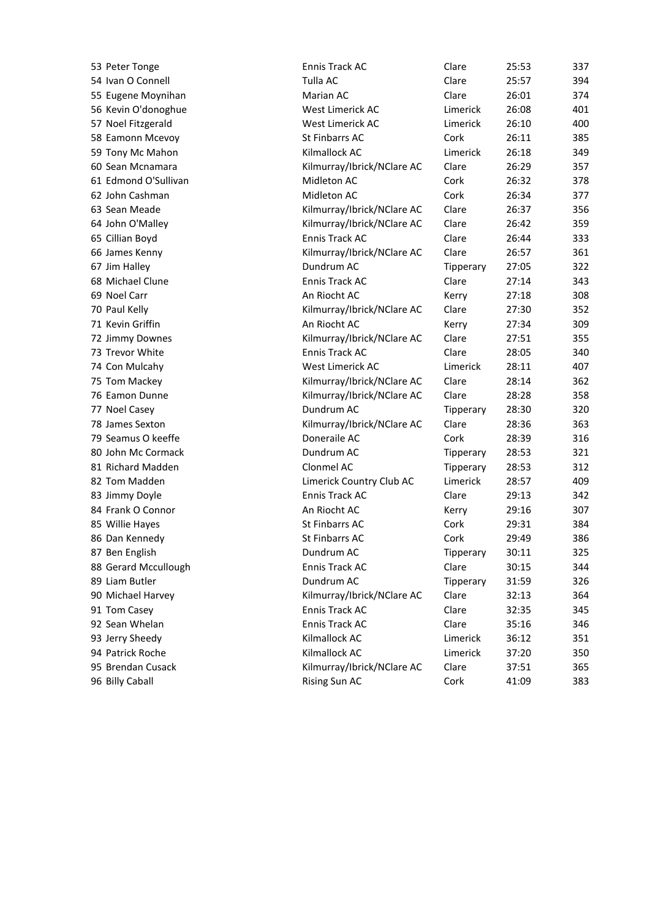| | | | | | |
|---|---|---|---|---|---|
| 53 | Peter Tonge | Ennis Track AC | Clare | 25:53 | 337 |
| 54 | Ivan O Connell | Tulla AC | Clare | 25:57 | 394 |
| 55 | Eugene Moynihan | Marian AC | Clare | 26:01 | 374 |
| 56 | Kevin O'donoghue | West Limerick AC | Limerick | 26:08 | 401 |
| 57 | Noel Fitzgerald | West Limerick AC | Limerick | 26:10 | 400 |
| 58 | Eamonn Mcevoy | St Finbarrs AC | Cork | 26:11 | 385 |
| 59 | Tony Mc Mahon | Kilmallock AC | Limerick | 26:18 | 349 |
| 60 | Sean Mcnamara | Kilmurray/Ibrick/NClare AC | Clare | 26:29 | 357 |
| 61 | Edmond O'Sullivan | Midleton AC | Cork | 26:32 | 378 |
| 62 | John Cashman | Midleton AC | Cork | 26:34 | 377 |
| 63 | Sean Meade | Kilmurray/Ibrick/NClare AC | Clare | 26:37 | 356 |
| 64 | John O'Malley | Kilmurray/Ibrick/NClare AC | Clare | 26:42 | 359 |
| 65 | Cillian Boyd | Ennis Track AC | Clare | 26:44 | 333 |
| 66 | James Kenny | Kilmurray/Ibrick/NClare AC | Clare | 26:57 | 361 |
| 67 | Jim Halley | Dundrum AC | Tipperary | 27:05 | 322 |
| 68 | Michael Clune | Ennis Track AC | Clare | 27:14 | 343 |
| 69 | Noel Carr | An Riocht AC | Kerry | 27:18 | 308 |
| 70 | Paul Kelly | Kilmurray/Ibrick/NClare AC | Clare | 27:30 | 352 |
| 71 | Kevin Griffin | An Riocht AC | Kerry | 27:34 | 309 |
| 72 | Jimmy Downes | Kilmurray/Ibrick/NClare AC | Clare | 27:51 | 355 |
| 73 | Trevor White | Ennis Track AC | Clare | 28:05 | 340 |
| 74 | Con Mulcahy | West Limerick AC | Limerick | 28:11 | 407 |
| 75 | Tom Mackey | Kilmurray/Ibrick/NClare AC | Clare | 28:14 | 362 |
| 76 | Eamon Dunne | Kilmurray/Ibrick/NClare AC | Clare | 28:28 | 358 |
| 77 | Noel Casey | Dundrum AC | Tipperary | 28:30 | 320 |
| 78 | James Sexton | Kilmurray/Ibrick/NClare AC | Clare | 28:36 | 363 |
| 79 | Seamus O keeffe | Doneraile AC | Cork | 28:39 | 316 |
| 80 | John Mc Cormack | Dundrum AC | Tipperary | 28:53 | 321 |
| 81 | Richard Madden | Clonmel AC | Tipperary | 28:53 | 312 |
| 82 | Tom Madden | Limerick Country Club AC | Limerick | 28:57 | 409 |
| 83 | Jimmy Doyle | Ennis Track AC | Clare | 29:13 | 342 |
| 84 | Frank O Connor | An Riocht AC | Kerry | 29:16 | 307 |
| 85 | Willie Hayes | St Finbarrs AC | Cork | 29:31 | 384 |
| 86 | Dan Kennedy | St Finbarrs AC | Cork | 29:49 | 386 |
| 87 | Ben English | Dundrum AC | Tipperary | 30:11 | 325 |
| 88 | Gerard Mccullough | Ennis Track AC | Clare | 30:15 | 344 |
| 89 | Liam Butler | Dundrum AC | Tipperary | 31:59 | 326 |
| 90 | Michael Harvey | Kilmurray/Ibrick/NClare AC | Clare | 32:13 | 364 |
| 91 | Tom Casey | Ennis Track AC | Clare | 32:35 | 345 |
| 92 | Sean Whelan | Ennis Track AC | Clare | 35:16 | 346 |
| 93 | Jerry Sheedy | Kilmallock AC | Limerick | 36:12 | 351 |
| 94 | Patrick Roche | Kilmallock AC | Limerick | 37:20 | 350 |
| 95 | Brendan Cusack | Kilmurray/Ibrick/NClare AC | Clare | 37:51 | 365 |
| 96 | Billy Caball | Rising Sun AC | Cork | 41:09 | 383 |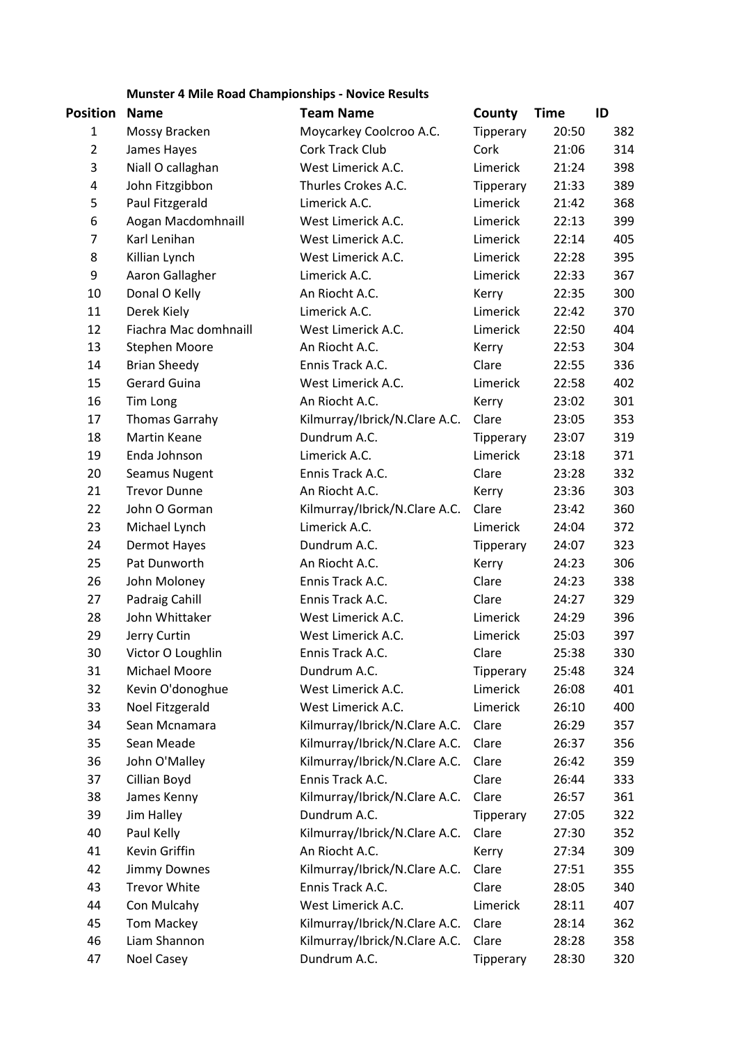**Munster 4 Mile Road Championships - Novice Results**

| Position | Name | Team Name | County | Time | ID |
|---|---|---|---|---|---|
| 1 | Mossy Bracken | Moycarkey Coolcroo A.C. | Tipperary | 20:50 | 382 |
| 2 | James Hayes | Cork Track Club | Cork | 21:06 | 314 |
| 3 | Niall O callaghan | West Limerick A.C. | Limerick | 21:24 | 398 |
| 4 | John Fitzgibbon | Thurles Crokes A.C. | Tipperary | 21:33 | 389 |
| 5 | Paul Fitzgerald | Limerick A.C. | Limerick | 21:42 | 368 |
| 6 | Aogan Macdomhnaill | West Limerick A.C. | Limerick | 22:13 | 399 |
| 7 | Karl Lenihan | West Limerick A.C. | Limerick | 22:14 | 405 |
| 8 | Killian Lynch | West Limerick A.C. | Limerick | 22:28 | 395 |
| 9 | Aaron Gallagher | Limerick A.C. | Limerick | 22:33 | 367 |
| 10 | Donal O Kelly | An Riocht A.C. | Kerry | 22:35 | 300 |
| 11 | Derek Kiely | Limerick A.C. | Limerick | 22:42 | 370 |
| 12 | Fiachra Mac domhnaill | West Limerick A.C. | Limerick | 22:50 | 404 |
| 13 | Stephen Moore | An Riocht A.C. | Kerry | 22:53 | 304 |
| 14 | Brian Sheedy | Ennis Track A.C. | Clare | 22:55 | 336 |
| 15 | Gerard Guina | West Limerick A.C. | Limerick | 22:58 | 402 |
| 16 | Tim Long | An Riocht A.C. | Kerry | 23:02 | 301 |
| 17 | Thomas Garrahy | Kilmurray/Ibrick/N.Clare A.C. | Clare | 23:05 | 353 |
| 18 | Martin Keane | Dundrum A.C. | Tipperary | 23:07 | 319 |
| 19 | Enda Johnson | Limerick A.C. | Limerick | 23:18 | 371 |
| 20 | Seamus Nugent | Ennis Track A.C. | Clare | 23:28 | 332 |
| 21 | Trevor Dunne | An Riocht A.C. | Kerry | 23:36 | 303 |
| 22 | John O Gorman | Kilmurray/Ibrick/N.Clare A.C. | Clare | 23:42 | 360 |
| 23 | Michael Lynch | Limerick A.C. | Limerick | 24:04 | 372 |
| 24 | Dermot Hayes | Dundrum A.C. | Tipperary | 24:07 | 323 |
| 25 | Pat Dunworth | An Riocht A.C. | Kerry | 24:23 | 306 |
| 26 | John Moloney | Ennis Track A.C. | Clare | 24:23 | 338 |
| 27 | Padraig Cahill | Ennis Track A.C. | Clare | 24:27 | 329 |
| 28 | John Whittaker | West Limerick A.C. | Limerick | 24:29 | 396 |
| 29 | Jerry Curtin | West Limerick A.C. | Limerick | 25:03 | 397 |
| 30 | Victor O Loughlin | Ennis Track A.C. | Clare | 25:38 | 330 |
| 31 | Michael Moore | Dundrum A.C. | Tipperary | 25:48 | 324 |
| 32 | Kevin O'donoghue | West Limerick A.C. | Limerick | 26:08 | 401 |
| 33 | Noel Fitzgerald | West Limerick A.C. | Limerick | 26:10 | 400 |
| 34 | Sean Mcnamara | Kilmurray/Ibrick/N.Clare A.C. | Clare | 26:29 | 357 |
| 35 | Sean Meade | Kilmurray/Ibrick/N.Clare A.C. | Clare | 26:37 | 356 |
| 36 | John O'Malley | Kilmurray/Ibrick/N.Clare A.C. | Clare | 26:42 | 359 |
| 37 | Cillian Boyd | Ennis Track A.C. | Clare | 26:44 | 333 |
| 38 | James Kenny | Kilmurray/Ibrick/N.Clare A.C. | Clare | 26:57 | 361 |
| 39 | Jim Halley | Dundrum A.C. | Tipperary | 27:05 | 322 |
| 40 | Paul Kelly | Kilmurray/Ibrick/N.Clare A.C. | Clare | 27:30 | 352 |
| 41 | Kevin Griffin | An Riocht A.C. | Kerry | 27:34 | 309 |
| 42 | Jimmy Downes | Kilmurray/Ibrick/N.Clare A.C. | Clare | 27:51 | 355 |
| 43 | Trevor White | Ennis Track A.C. | Clare | 28:05 | 340 |
| 44 | Con Mulcahy | West Limerick A.C. | Limerick | 28:11 | 407 |
| 45 | Tom Mackey | Kilmurray/Ibrick/N.Clare A.C. | Clare | 28:14 | 362 |
| 46 | Liam Shannon | Kilmurray/Ibrick/N.Clare A.C. | Clare | 28:28 | 358 |
| 47 | Noel Casey | Dundrum A.C. | Tipperary | 28:30 | 320 |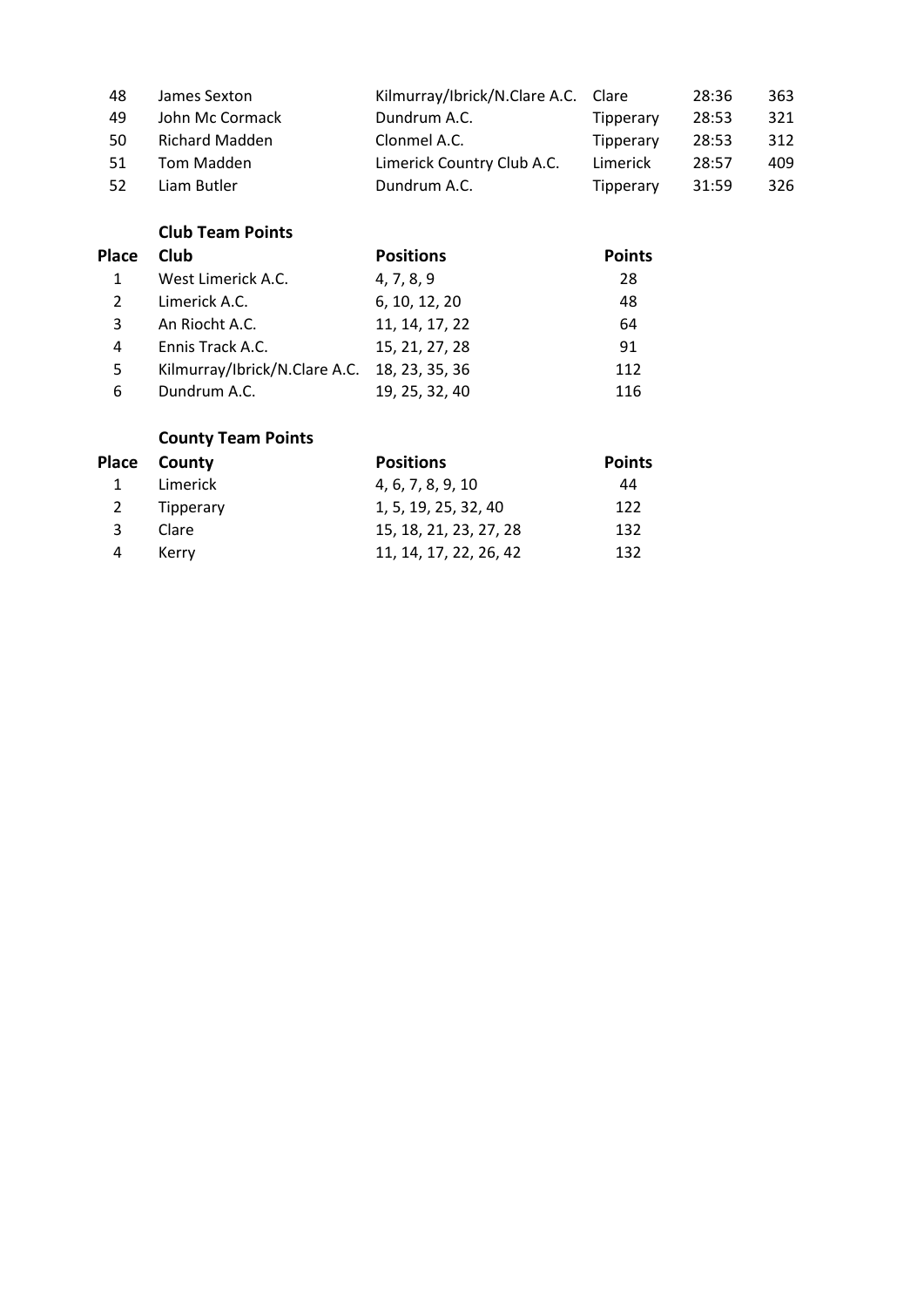| | | | | | |
|---|---|---|---|---|---|
| 48 | James Sexton | Kilmurray/Ibrick/N.Clare A.C. | Clare | 28:36 | 363 |
| 49 | John Mc Cormack | Dundrum A.C. | Tipperary | 28:53 | 321 |
| 50 | Richard Madden | Clonmel A.C. | Tipperary | 28:53 | 312 |
| 51 | Tom Madden | Limerick Country Club A.C. | Limerick | 28:57 | 409 |
| 52 | Liam Butler | Dundrum A.C. | Tipperary | 31:59 | 326 |

**Club Team Points**

| Place | Club | Positions | Points |
|---|---|---|---|
| 1 | West Limerick A.C. | 4, 7, 8, 9 | 28 |
| 2 | Limerick A.C. | 6, 10, 12, 20 | 48 |
| 3 | An Riocht A.C. | 11, 14, 17, 22 | 64 |
| 4 | Ennis Track A.C. | 15, 21, 27, 28 | 91 |
| 5 | Kilmurray/Ibrick/N.Clare A.C. | 18, 23, 35, 36 | 112 |
| 6 | Dundrum A.C. | 19, 25, 32, 40 | 116 |

**County Team Points**

| Place | County | Positions | Points |
|---|---|---|---|
| 1 | Limerick | 4, 6, 7, 8, 9, 10 | 44 |
| 2 | Tipperary | 1, 5, 19, 25, 32, 40 | 122 |
| 3 | Clare | 15, 18, 21, 23, 27, 28 | 132 |
| 4 | Kerry | 11, 14, 17, 22, 26, 42 | 132 |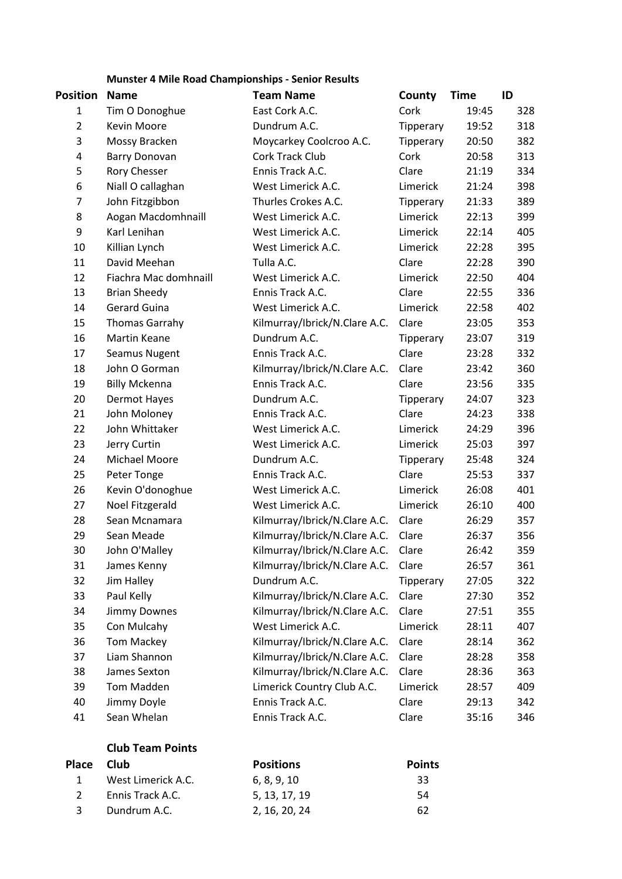## Munster 4 Mile Road Championships - Senior Results

| Position | Name | Team Name | County | Time | ID |
|---|---|---|---|---|---|
| 1 | Tim O Donoghue | East Cork A.C. | Cork | 19:45 | 328 |
| 2 | Kevin Moore | Dundrum A.C. | Tipperary | 19:52 | 318 |
| 3 | Mossy Bracken | Moycarkey Coolcroo A.C. | Tipperary | 20:50 | 382 |
| 4 | Barry Donovan | Cork Track Club | Cork | 20:58 | 313 |
| 5 | Rory Chesser | Ennis Track A.C. | Clare | 21:19 | 334 |
| 6 | Niall O callaghan | West Limerick A.C. | Limerick | 21:24 | 398 |
| 7 | John Fitzgibbon | Thurles Crokes A.C. | Tipperary | 21:33 | 389 |
| 8 | Aogan Macdomhnaill | West Limerick A.C. | Limerick | 22:13 | 399 |
| 9 | Karl Lenihan | West Limerick A.C. | Limerick | 22:14 | 405 |
| 10 | Killian Lynch | West Limerick A.C. | Limerick | 22:28 | 395 |
| 11 | David Meehan | Tulla A.C. | Clare | 22:28 | 390 |
| 12 | Fiachra Mac domhnaill | West Limerick A.C. | Limerick | 22:50 | 404 |
| 13 | Brian Sheedy | Ennis Track A.C. | Clare | 22:55 | 336 |
| 14 | Gerard Guina | West Limerick A.C. | Limerick | 22:58 | 402 |
| 15 | Thomas Garrahy | Kilmurray/Ibrick/N.Clare A.C. | Clare | 23:05 | 353 |
| 16 | Martin Keane | Dundrum A.C. | Tipperary | 23:07 | 319 |
| 17 | Seamus Nugent | Ennis Track A.C. | Clare | 23:28 | 332 |
| 18 | John O Gorman | Kilmurray/Ibrick/N.Clare A.C. | Clare | 23:42 | 360 |
| 19 | Billy Mckenna | Ennis Track A.C. | Clare | 23:56 | 335 |
| 20 | Dermot Hayes | Dundrum A.C. | Tipperary | 24:07 | 323 |
| 21 | John Moloney | Ennis Track A.C. | Clare | 24:23 | 338 |
| 22 | John Whittaker | West Limerick A.C. | Limerick | 24:29 | 396 |
| 23 | Jerry Curtin | West Limerick A.C. | Limerick | 25:03 | 397 |
| 24 | Michael Moore | Dundrum A.C. | Tipperary | 25:48 | 324 |
| 25 | Peter Tonge | Ennis Track A.C. | Clare | 25:53 | 337 |
| 26 | Kevin O'donoghue | West Limerick A.C. | Limerick | 26:08 | 401 |
| 27 | Noel Fitzgerald | West Limerick A.C. | Limerick | 26:10 | 400 |
| 28 | Sean Mcnamara | Kilmurray/Ibrick/N.Clare A.C. | Clare | 26:29 | 357 |
| 29 | Sean Meade | Kilmurray/Ibrick/N.Clare A.C. | Clare | 26:37 | 356 |
| 30 | John O'Malley | Kilmurray/Ibrick/N.Clare A.C. | Clare | 26:42 | 359 |
| 31 | James Kenny | Kilmurray/Ibrick/N.Clare A.C. | Clare | 26:57 | 361 |
| 32 | Jim Halley | Dundrum A.C. | Tipperary | 27:05 | 322 |
| 33 | Paul Kelly | Kilmurray/Ibrick/N.Clare A.C. | Clare | 27:30 | 352 |
| 34 | Jimmy Downes | Kilmurray/Ibrick/N.Clare A.C. | Clare | 27:51 | 355 |
| 35 | Con Mulcahy | West Limerick A.C. | Limerick | 28:11 | 407 |
| 36 | Tom Mackey | Kilmurray/Ibrick/N.Clare A.C. | Clare | 28:14 | 362 |
| 37 | Liam Shannon | Kilmurray/Ibrick/N.Clare A.C. | Clare | 28:28 | 358 |
| 38 | James Sexton | Kilmurray/Ibrick/N.Clare A.C. | Clare | 28:36 | 363 |
| 39 | Tom Madden | Limerick Country Club A.C. | Limerick | 28:57 | 409 |
| 40 | Jimmy Doyle | Ennis Track A.C. | Clare | 29:13 | 342 |
| 41 | Sean Whelan | Ennis Track A.C. | Clare | 35:16 | 346 |

### Club Team Points

| Place | Club | Positions | Points |
|---|---|---|---|
| 1 | West Limerick A.C. | 6, 8, 9, 10 | 33 |
| 2 | Ennis Track A.C. | 5, 13, 17, 19 | 54 |
| 3 | Dundrum A.C. | 2, 16, 20, 24 | 62 |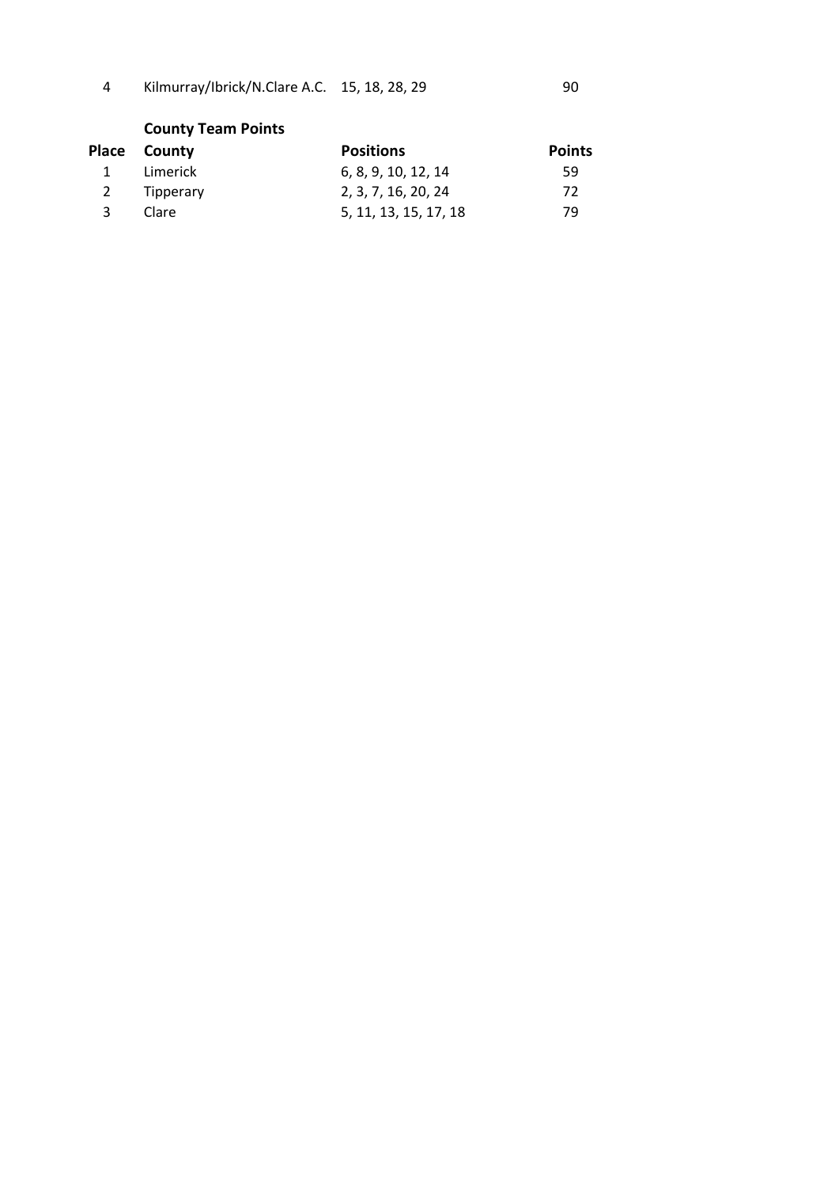| | | | |
|---|---|---|---|
| 4 | Kilmurray/Ibrick/N.Clare A.C. | 15, 18, 28, 29 | 90 |

**County Team Points**

| Place | County | Positions | Points |
|---|---|---|---|
| 1 | Limerick | 6, 8, 9, 10, 12, 14 | 59 |
| 2 | Tipperary | 2, 3, 7, 16, 20, 24 | 72 |
| 3 | Clare | 5, 11, 13, 15, 17, 18 | 79 |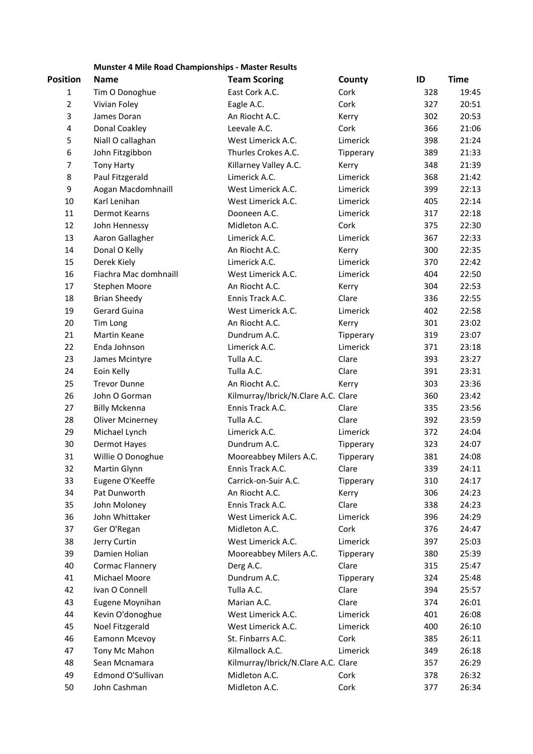**Munster 4 Mile Road Championships - Master Results**

| Position | Name | Team Scoring | County | ID | Time |
|---|---|---|---|---|---|
| 1 | Tim O Donoghue | East Cork A.C. | Cork | 328 | 19:45 |
| 2 | Vivian Foley | Eagle A.C. | Cork | 327 | 20:51 |
| 3 | James Doran | An Riocht A.C. | Kerry | 302 | 20:53 |
| 4 | Donal Coakley | Leevale A.C. | Cork | 366 | 21:06 |
| 5 | Niall O callaghan | West Limerick A.C. | Limerick | 398 | 21:24 |
| 6 | John Fitzgibbon | Thurles Crokes A.C. | Tipperary | 389 | 21:33 |
| 7 | Tony Harty | Killarney Valley A.C. | Kerry | 348 | 21:39 |
| 8 | Paul Fitzgerald | Limerick A.C. | Limerick | 368 | 21:42 |
| 9 | Aogan Macdomhnaill | West Limerick A.C. | Limerick | 399 | 22:13 |
| 10 | Karl Lenihan | West Limerick A.C. | Limerick | 405 | 22:14 |
| 11 | Dermot Kearns | Dooneen A.C. | Limerick | 317 | 22:18 |
| 12 | John Hennessy | Midleton A.C. | Cork | 375 | 22:30 |
| 13 | Aaron Gallagher | Limerick A.C. | Limerick | 367 | 22:33 |
| 14 | Donal O Kelly | An Riocht A.C. | Kerry | 300 | 22:35 |
| 15 | Derek Kiely | Limerick A.C. | Limerick | 370 | 22:42 |
| 16 | Fiachra Mac domhnaill | West Limerick A.C. | Limerick | 404 | 22:50 |
| 17 | Stephen Moore | An Riocht A.C. | Kerry | 304 | 22:53 |
| 18 | Brian Sheedy | Ennis Track A.C. | Clare | 336 | 22:55 |
| 19 | Gerard Guina | West Limerick A.C. | Limerick | 402 | 22:58 |
| 20 | Tim Long | An Riocht A.C. | Kerry | 301 | 23:02 |
| 21 | Martin Keane | Dundrum A.C. | Tipperary | 319 | 23:07 |
| 22 | Enda Johnson | Limerick A.C. | Limerick | 371 | 23:18 |
| 23 | James Mcintyre | Tulla A.C. | Clare | 393 | 23:27 |
| 24 | Eoin Kelly | Tulla A.C. | Clare | 391 | 23:31 |
| 25 | Trevor Dunne | An Riocht A.C. | Kerry | 303 | 23:36 |
| 26 | John O Gorman | Kilmurray/Ibrick/N.Clare A.C. | Clare | 360 | 23:42 |
| 27 | Billy Mckenna | Ennis Track A.C. | Clare | 335 | 23:56 |
| 28 | Oliver Mcinerney | Tulla A.C. | Clare | 392 | 23:59 |
| 29 | Michael Lynch | Limerick A.C. | Limerick | 372 | 24:04 |
| 30 | Dermot Hayes | Dundrum A.C. | Tipperary | 323 | 24:07 |
| 31 | Willie O Donoghue | Mooreabbey Milers A.C. | Tipperary | 381 | 24:08 |
| 32 | Martin Glynn | Ennis Track A.C. | Clare | 339 | 24:11 |
| 33 | Eugene O'Keeffe | Carrick-on-Suir A.C. | Tipperary | 310 | 24:17 |
| 34 | Pat Dunworth | An Riocht A.C. | Kerry | 306 | 24:23 |
| 35 | John Moloney | Ennis Track A.C. | Clare | 338 | 24:23 |
| 36 | John Whittaker | West Limerick A.C. | Limerick | 396 | 24:29 |
| 37 | Ger O'Regan | Midleton A.C. | Cork | 376 | 24:47 |
| 38 | Jerry Curtin | West Limerick A.C. | Limerick | 397 | 25:03 |
| 39 | Damien Holian | Mooreabbey Milers A.C. | Tipperary | 380 | 25:39 |
| 40 | Cormac Flannery | Derg A.C. | Clare | 315 | 25:47 |
| 41 | Michael Moore | Dundrum A.C. | Tipperary | 324 | 25:48 |
| 42 | Ivan O Connell | Tulla A.C. | Clare | 394 | 25:57 |
| 43 | Eugene Moynihan | Marian A.C. | Clare | 374 | 26:01 |
| 44 | Kevin O'donoghue | West Limerick A.C. | Limerick | 401 | 26:08 |
| 45 | Noel Fitzgerald | West Limerick A.C. | Limerick | 400 | 26:10 |
| 46 | Eamonn Mcevoy | St. Finbarrs A.C. | Cork | 385 | 26:11 |
| 47 | Tony Mc Mahon | Kilmallock A.C. | Limerick | 349 | 26:18 |
| 48 | Sean Mcnamara | Kilmurray/Ibrick/N.Clare A.C. | Clare | 357 | 26:29 |
| 49 | Edmond O'Sullivan | Midleton A.C. | Cork | 378 | 26:32 |
| 50 | John Cashman | Midleton A.C. | Cork | 377 | 26:34 |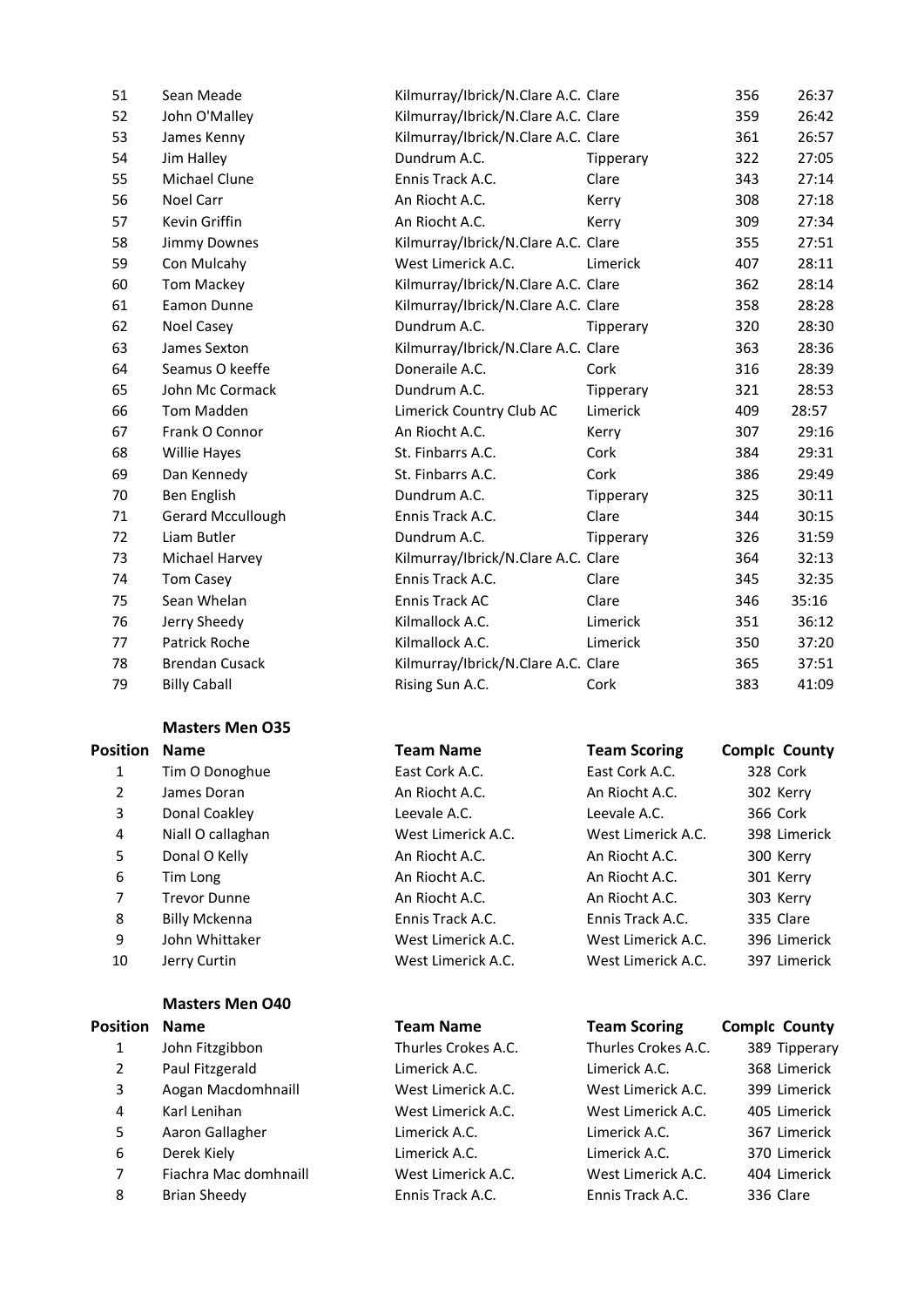| | | | | | |
|---|---|---|---|---|---|
| 51 | Sean Meade | Kilmurray/Ibrick/N.Clare A.C. | Clare | 356 | 26:37 |
| 52 | John O'Malley | Kilmurray/Ibrick/N.Clare A.C. | Clare | 359 | 26:42 |
| 53 | James Kenny | Kilmurray/Ibrick/N.Clare A.C. | Clare | 361 | 26:57 |
| 54 | Jim Halley | Dundrum A.C. | Tipperary | 322 | 27:05 |
| 55 | Michael Clune | Ennis Track A.C. | Clare | 343 | 27:14 |
| 56 | Noel Carr | An Riocht A.C. | Kerry | 308 | 27:18 |
| 57 | Kevin Griffin | An Riocht A.C. | Kerry | 309 | 27:34 |
| 58 | Jimmy Downes | Kilmurray/Ibrick/N.Clare A.C. | Clare | 355 | 27:51 |
| 59 | Con Mulcahy | West Limerick A.C. | Limerick | 407 | 28:11 |
| 60 | Tom Mackey | Kilmurray/Ibrick/N.Clare A.C. | Clare | 362 | 28:14 |
| 61 | Eamon Dunne | Kilmurray/Ibrick/N.Clare A.C. | Clare | 358 | 28:28 |
| 62 | Noel Casey | Dundrum A.C. | Tipperary | 320 | 28:30 |
| 63 | James Sexton | Kilmurray/Ibrick/N.Clare A.C. | Clare | 363 | 28:36 |
| 64 | Seamus O keeffe | Doneraile A.C. | Cork | 316 | 28:39 |
| 65 | John Mc Cormack | Dundrum A.C. | Tipperary | 321 | 28:53 |
| 66 | Tom Madden | Limerick Country Club AC | Limerick | 409 | 28:57 |
| 67 | Frank O Connor | An Riocht A.C. | Kerry | 307 | 29:16 |
| 68 | Willie Hayes | St. Finbarrs A.C. | Cork | 384 | 29:31 |
| 69 | Dan Kennedy | St. Finbarrs A.C. | Cork | 386 | 29:49 |
| 70 | Ben English | Dundrum A.C. | Tipperary | 325 | 30:11 |
| 71 | Gerard Mccullough | Ennis Track A.C. | Clare | 344 | 30:15 |
| 72 | Liam Butler | Dundrum A.C. | Tipperary | 326 | 31:59 |
| 73 | Michael Harvey | Kilmurray/Ibrick/N.Clare A.C. | Clare | 364 | 32:13 |
| 74 | Tom Casey | Ennis Track A.C. | Clare | 345 | 32:35 |
| 75 | Sean Whelan | Ennis Track AC | Clare | 346 | 35:16 |
| 76 | Jerry Sheedy | Kilmallock A.C. | Limerick | 351 | 36:12 |
| 77 | Patrick Roche | Kilmallock A.C. | Limerick | 350 | 37:20 |
| 78 | Brendan Cusack | Kilmurray/Ibrick/N.Clare A.C. | Clare | 365 | 37:51 |
| 79 | Billy Caball | Rising Sun A.C. | Cork | 383 | 41:09 |

**Masters Men O35**

| Position | Name | Team Name | Team Scoring | Comple | County |
|---|---|---|---|---|---|
| 1 | Tim O Donoghue | East Cork A.C. | East Cork A.C. | 328 | Cork |
| 2 | James Doran | An Riocht A.C. | An Riocht A.C. | 302 | Kerry |
| 3 | Donal Coakley | Leevale A.C. | Leevale A.C. | 366 | Cork |
| 4 | Niall O callaghan | West Limerick A.C. | West Limerick A.C. | 398 | Limerick |
| 5 | Donal O Kelly | An Riocht A.C. | An Riocht A.C. | 300 | Kerry |
| 6 | Tim Long | An Riocht A.C. | An Riocht A.C. | 301 | Kerry |
| 7 | Trevor Dunne | An Riocht A.C. | An Riocht A.C. | 303 | Kerry |
| 8 | Billy Mckenna | Ennis Track A.C. | Ennis Track A.C. | 335 | Clare |
| 9 | John Whittaker | West Limerick A.C. | West Limerick A.C. | 396 | Limerick |
| 10 | Jerry Curtin | West Limerick A.C. | West Limerick A.C. | 397 | Limerick |

**Masters Men O40**

| Position | Name | Team Name | Team Scoring | Comple | County |
|---|---|---|---|---|---|
| 1 | John Fitzgibbon | Thurles Crokes A.C. | Thurles Crokes A.C. | 389 | Tipperary |
| 2 | Paul Fitzgerald | Limerick A.C. | Limerick A.C. | 368 | Limerick |
| 3 | Aogan Macdomhnaill | West Limerick A.C. | West Limerick A.C. | 399 | Limerick |
| 4 | Karl Lenihan | West Limerick A.C. | West Limerick A.C. | 405 | Limerick |
| 5 | Aaron Gallagher | Limerick A.C. | Limerick A.C. | 367 | Limerick |
| 6 | Derek Kiely | Limerick A.C. | Limerick A.C. | 370 | Limerick |
| 7 | Fiachra Mac domhnaill | West Limerick A.C. | West Limerick A.C. | 404 | Limerick |
| 8 | Brian Sheedy | Ennis Track A.C. | Ennis Track A.C. | 336 | Clare |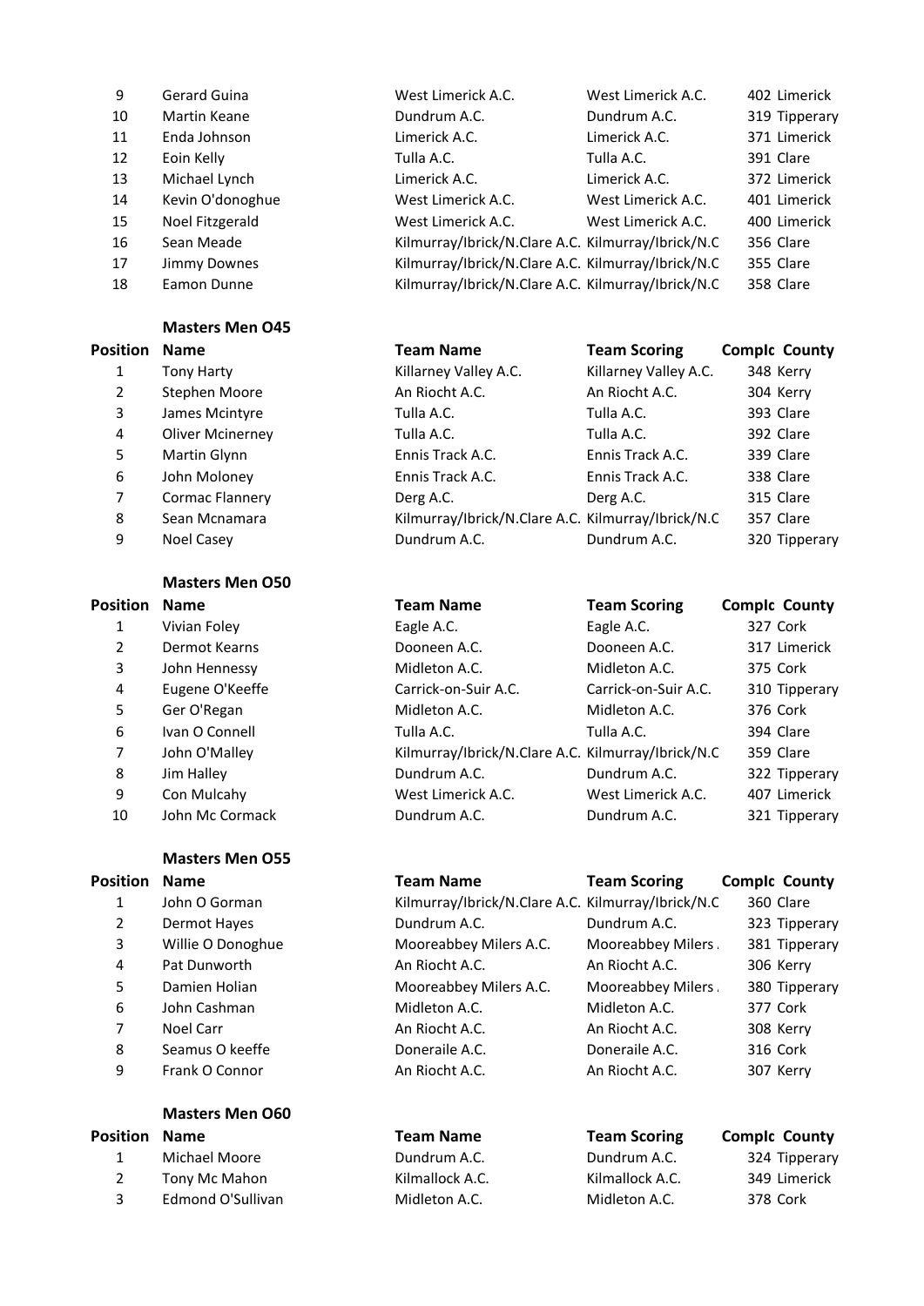| Position | Name | Team Name | Team Scoring | Complc | County |
|---|---|---|---|---|---|
| 9 | Gerard Guina | West Limerick A.C. | West Limerick A.C. | 402 | Limerick |
| 10 | Martin Keane | Dundrum A.C. | Dundrum A.C. | 319 | Tipperary |
| 11 | Enda Johnson | Limerick A.C. | Limerick A.C. | 371 | Limerick |
| 12 | Eoin Kelly | Tulla A.C. | Tulla A.C. | 391 | Clare |
| 13 | Michael Lynch | Limerick A.C. | Limerick A.C. | 372 | Limerick |
| 14 | Kevin O'donoghue | West Limerick A.C. | West Limerick A.C. | 401 | Limerick |
| 15 | Noel Fitzgerald | West Limerick A.C. | West Limerick A.C. | 400 | Limerick |
| 16 | Sean Meade | Kilmurray/Ibrick/N.Clare A.C. | Kilmurray/Ibrick/N.C | 356 | Clare |
| 17 | Jimmy Downes | Kilmurray/Ibrick/N.Clare A.C. | Kilmurray/Ibrick/N.C | 355 | Clare |
| 18 | Eamon Dunne | Kilmurray/Ibrick/N.Clare A.C. | Kilmurray/Ibrick/N.C | 358 | Clare |

**Masters Men O45**

| Position | Name | Team Name | Team Scoring | Complc | County |
|---|---|---|---|---|---|
| 1 | Tony Harty | Killarney Valley A.C. | Killarney Valley A.C. | 348 | Kerry |
| 2 | Stephen Moore | An Riocht A.C. | An Riocht A.C. | 304 | Kerry |
| 3 | James Mcintyre | Tulla A.C. | Tulla A.C. | 393 | Clare |
| 4 | Oliver Mcinerney | Tulla A.C. | Tulla A.C. | 392 | Clare |
| 5 | Martin Glynn | Ennis Track A.C. | Ennis Track A.C. | 339 | Clare |
| 6 | John Moloney | Ennis Track A.C. | Ennis Track A.C. | 338 | Clare |
| 7 | Cormac Flannery | Derg A.C. | Derg A.C. | 315 | Clare |
| 8 | Sean Mcnamara | Kilmurray/Ibrick/N.Clare A.C. | Kilmurray/Ibrick/N.C | 357 | Clare |
| 9 | Noel Casey | Dundrum A.C. | Dundrum A.C. | 320 | Tipperary |

**Masters Men O50**

| Position | Name | Team Name | Team Scoring | Complc | County |
|---|---|---|---|---|---|
| 1 | Vivian Foley | Eagle A.C. | Eagle A.C. | 327 | Cork |
| 2 | Dermot Kearns | Dooneen A.C. | Dooneen A.C. | 317 | Limerick |
| 3 | John Hennessy | Midleton A.C. | Midleton A.C. | 375 | Cork |
| 4 | Eugene O'Keeffe | Carrick-on-Suir A.C. | Carrick-on-Suir A.C. | 310 | Tipperary |
| 5 | Ger O'Regan | Midleton A.C. | Midleton A.C. | 376 | Cork |
| 6 | Ivan O Connell | Tulla A.C. | Tulla A.C. | 394 | Clare |
| 7 | John O'Malley | Kilmurray/Ibrick/N.Clare A.C. | Kilmurray/Ibrick/N.C | 359 | Clare |
| 8 | Jim Halley | Dundrum A.C. | Dundrum A.C. | 322 | Tipperary |
| 9 | Con Mulcahy | West Limerick A.C. | West Limerick A.C. | 407 | Limerick |
| 10 | John Mc Cormack | Dundrum A.C. | Dundrum A.C. | 321 | Tipperary |

**Masters Men O55**

| Position | Name | Team Name | Team Scoring | Complc | County |
|---|---|---|---|---|---|
| 1 | John O Gorman | Kilmurray/Ibrick/N.Clare A.C. | Kilmurray/Ibrick/N.C | 360 | Clare |
| 2 | Dermot Hayes | Dundrum A.C. | Dundrum A.C. | 323 | Tipperary |
| 3 | Willie O Donoghue | Mooreabbey Milers A.C. | Mooreabbey Milers . | 381 | Tipperary |
| 4 | Pat Dunworth | An Riocht A.C. | An Riocht A.C. | 306 | Kerry |
| 5 | Damien Holian | Mooreabbey Milers A.C. | Mooreabbey Milers . | 380 | Tipperary |
| 6 | John Cashman | Midleton A.C. | Midleton A.C. | 377 | Cork |
| 7 | Noel Carr | An Riocht A.C. | An Riocht A.C. | 308 | Kerry |
| 8 | Seamus O keeffe | Doneraile A.C. | Doneraile A.C. | 316 | Cork |
| 9 | Frank O Connor | An Riocht A.C. | An Riocht A.C. | 307 | Kerry |

**Masters Men O60**

| Position | Name | Team Name | Team Scoring | Complc | County |
|---|---|---|---|---|---|
| 1 | Michael Moore | Dundrum A.C. | Dundrum A.C. | 324 | Tipperary |
| 2 | Tony Mc Mahon | Kilmallock A.C. | Kilmallock A.C. | 349 | Limerick |
| 3 | Edmond O'Sullivan | Midleton A.C. | Midleton A.C. | 378 | Cork |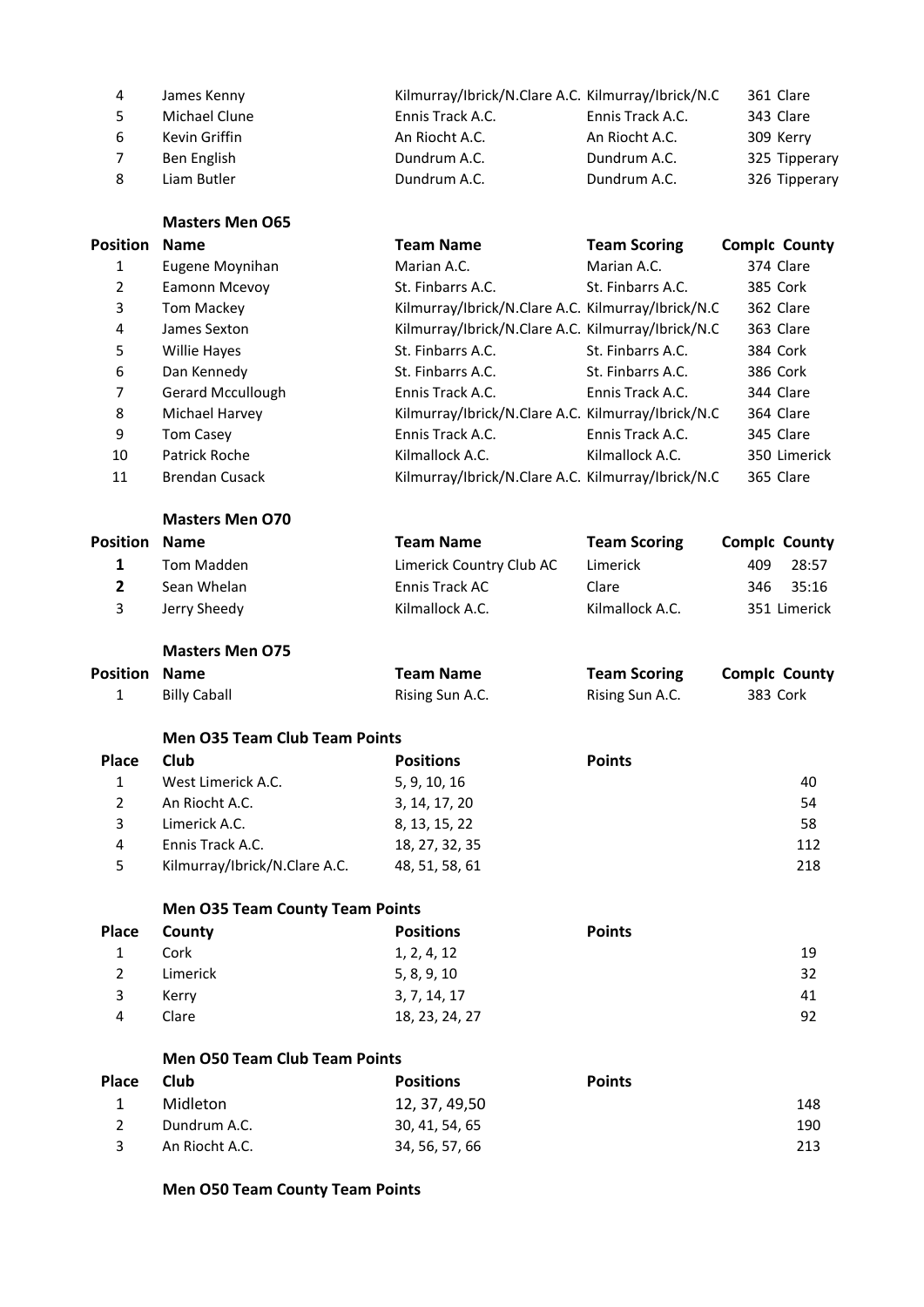| Position | Name | Team Name | Team Scoring | Complc | County |
|---|---|---|---|---|---|
| 4 | James Kenny | Kilmurray/Ibrick/N.Clare A.C. | Kilmurray/Ibrick/N.C | 361 | Clare |
| 5 | Michael Clune | Ennis Track A.C. | Ennis Track A.C. | 343 | Clare |
| 6 | Kevin Griffin | An Riocht A.C. | An Riocht A.C. | 309 | Kerry |
| 7 | Ben English | Dundrum A.C. | Dundrum A.C. | 325 | Tipperary |
| 8 | Liam Butler | Dundrum A.C. | Dundrum A.C. | 326 | Tipperary |

**Masters Men O65**

| Position | Name | Team Name | Team Scoring | Complc | County |
|---|---|---|---|---|---|
| 1 | Eugene Moynihan | Marian A.C. | Marian A.C. | 374 | Clare |
| 2 | Eamonn Mcevoy | St. Finbarrs A.C. | St. Finbarrs A.C. | 385 | Cork |
| 3 | Tom Mackey | Kilmurray/Ibrick/N.Clare A.C. | Kilmurray/Ibrick/N.C | 362 | Clare |
| 4 | James Sexton | Kilmurray/Ibrick/N.Clare A.C. | Kilmurray/Ibrick/N.C | 363 | Clare |
| 5 | Willie Hayes | St. Finbarrs A.C. | St. Finbarrs A.C. | 384 | Cork |
| 6 | Dan Kennedy | St. Finbarrs A.C. | St. Finbarrs A.C. | 386 | Cork |
| 7 | Gerard Mccullough | Ennis Track A.C. | Ennis Track A.C. | 344 | Clare |
| 8 | Michael Harvey | Kilmurray/Ibrick/N.Clare A.C. | Kilmurray/Ibrick/N.C | 364 | Clare |
| 9 | Tom Casey | Ennis Track A.C. | Ennis Track A.C. | 345 | Clare |
| 10 | Patrick Roche | Kilmallock A.C. | Kilmallock A.C. | 350 | Limerick |
| 11 | Brendan Cusack | Kilmurray/Ibrick/N.Clare A.C. | Kilmurray/Ibrick/N.C | 365 | Clare |

**Masters Men O70**

| Position | Name | Team Name | Team Scoring | Complc | County |
|---|---|---|---|---|---|
| **1** | Tom Madden | Limerick Country Club AC | Limerick | 409 | 28:57 |
| **2** | Sean Whelan | Ennis Track AC | Clare | 346 | 35:16 |
| 3 | Jerry Sheedy | Kilmallock A.C. | Kilmallock A.C. | 351 | Limerick |

**Masters Men O75**

| Position | Name | Team Name | Team Scoring | Complc | County |
|---|---|---|---|---|---|
| 1 | Billy Caball | Rising Sun A.C. | Rising Sun A.C. | 383 | Cork |

**Men O35 Team Club Team Points**

| Place | Club | Positions | Points |
|---|---|---|---|
| 1 | West Limerick A.C. | 5, 9, 10, 16 | 40 |
| 2 | An Riocht A.C. | 3, 14, 17, 20 | 54 |
| 3 | Limerick A.C. | 8, 13, 15, 22 | 58 |
| 4 | Ennis Track A.C. | 18, 27, 32, 35 | 112 |
| 5 | Kilmurray/Ibrick/N.Clare A.C. | 48, 51, 58, 61 | 218 |

**Men O35 Team County Team Points**

| Place | County | Positions | Points |
|---|---|---|---|
| 1 | Cork | 1, 2, 4, 12 | 19 |
| 2 | Limerick | 5, 8, 9, 10 | 32 |
| 3 | Kerry | 3, 7, 14, 17 | 41 |
| 4 | Clare | 18, 23, 24, 27 | 92 |

**Men O50 Team Club Team Points**

| Place | Club | Positions | Points |
|---|---|---|---|
| 1 | Midleton | 12, 37, 49,50 | 148 |
| 2 | Dundrum A.C. | 30, 41, 54, 65 | 190 |
| 3 | An Riocht A.C. | 34, 56, 57, 66 | 213 |

**Men O50 Team County Team Points**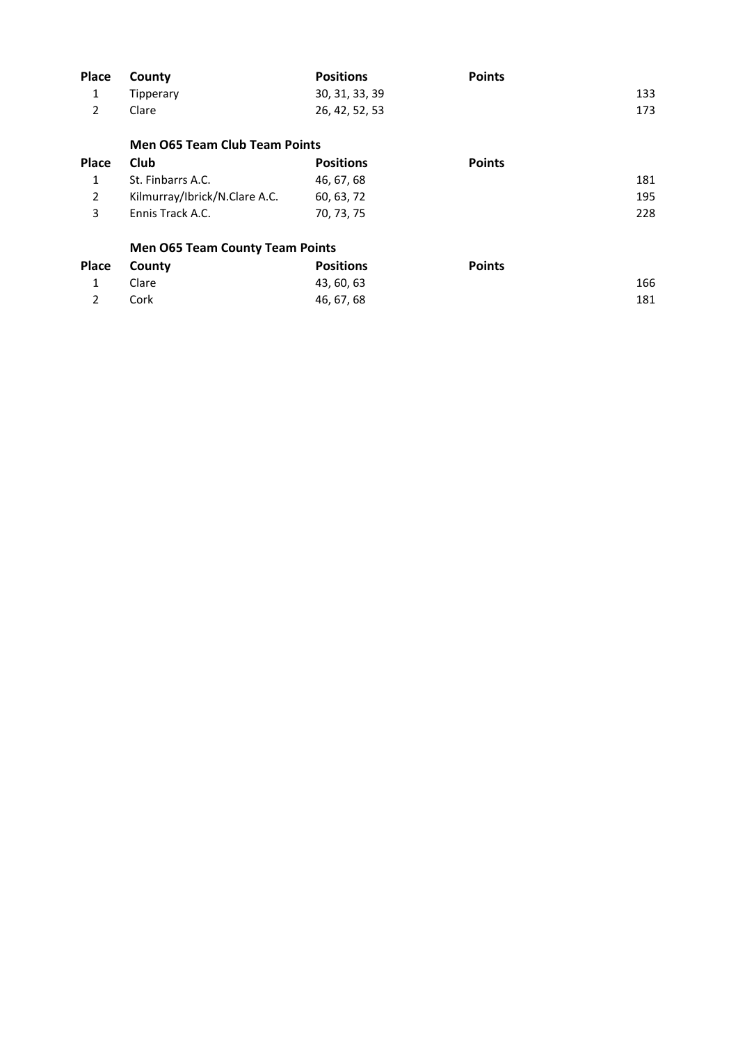| Place | County | Positions | Points |
| --- | --- | --- | --- |
| 1 | Tipperary | 30, 31, 33, 39 | 133 |
| 2 | Clare | 26, 42, 52, 53 | 173 |

**Men O65 Team Club Team Points**

| Place | Club | Positions | Points |
| --- | --- | --- | --- |
| 1 | St. Finbarrs A.C. | 46, 67, 68 | 181 |
| 2 | Kilmurray/Ibrick/N.Clare A.C. | 60, 63, 72 | 195 |
| 3 | Ennis Track A.C. | 70, 73, 75 | 228 |

**Men O65 Team County Team Points**

| Place | County | Positions | Points |
| --- | --- | --- | --- |
| 1 | Clare | 43, 60, 63 | 166 |
| 2 | Cork | 46, 67, 68 | 181 |